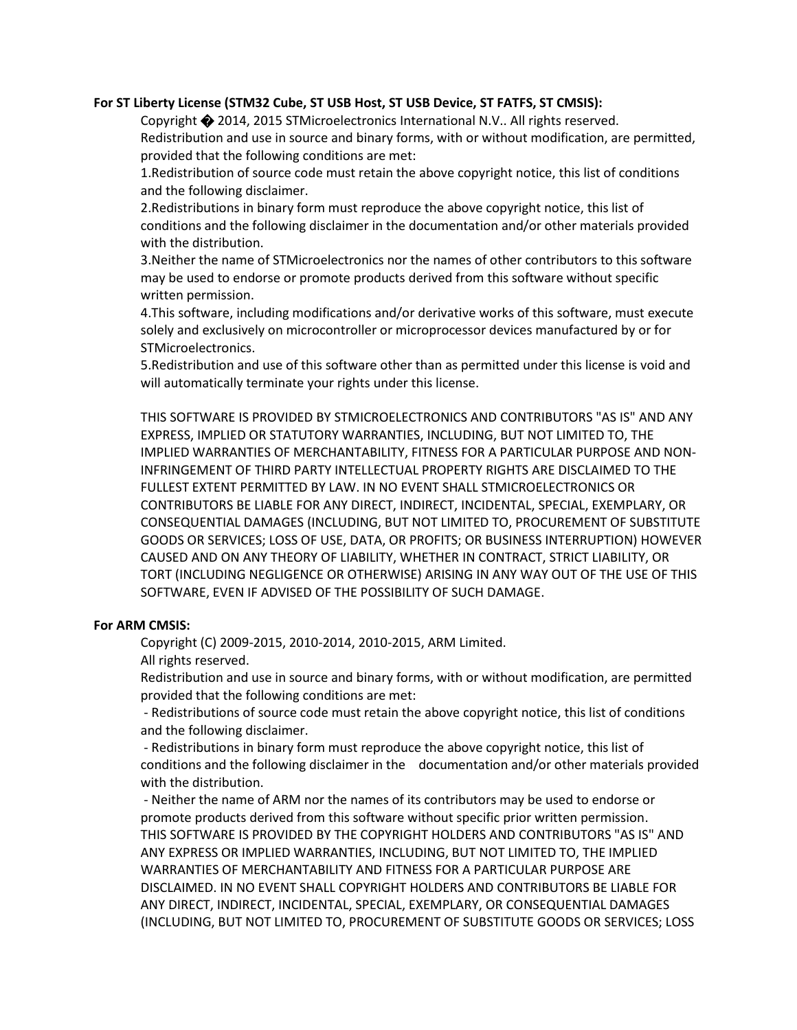**For ST Liberty License (STM32 Cube, ST USB Host, ST USB Device, ST FATFS, ST CMSIS):**

Copyright � 2014, 2015 STMicroelectronics International N.V.. All rights reserved.
Redistribution and use in source and binary forms, with or without modification, are permitted, provided that the following conditions are met:

1.Redistribution of source code must retain the above copyright notice, this list of conditions and the following disclaimer.

2.Redistributions in binary form must reproduce the above copyright notice, this list of conditions and the following disclaimer in the documentation and/or other materials provided with the distribution.

3.Neither the name of STMicroelectronics nor the names of other contributors to this software may be used to endorse or promote products derived from this software without specific written permission.

4.This software, including modifications and/or derivative works of this software, must execute solely and exclusively on microcontroller or microprocessor devices manufactured by or for STMicroelectronics.

5.Redistribution and use of this software other than as permitted under this license is void and will automatically terminate your rights under this license.

THIS SOFTWARE IS PROVIDED BY STMICROELECTRONICS AND CONTRIBUTORS "AS IS" AND ANY EXPRESS, IMPLIED OR STATUTORY WARRANTIES, INCLUDING, BUT NOT LIMITED TO, THE IMPLIED WARRANTIES OF MERCHANTABILITY, FITNESS FOR A PARTICULAR PURPOSE AND NON-INFRINGEMENT OF THIRD PARTY INTELLECTUAL PROPERTY RIGHTS ARE DISCLAIMED TO THE FULLEST EXTENT PERMITTED BY LAW. IN NO EVENT SHALL STMICROELECTRONICS OR CONTRIBUTORS BE LIABLE FOR ANY DIRECT, INDIRECT, INCIDENTAL, SPECIAL, EXEMPLARY, OR CONSEQUENTIAL DAMAGES (INCLUDING, BUT NOT LIMITED TO, PROCUREMENT OF SUBSTITUTE GOODS OR SERVICES; LOSS OF USE, DATA, OR PROFITS; OR BUSINESS INTERRUPTION) HOWEVER CAUSED AND ON ANY THEORY OF LIABILITY, WHETHER IN CONTRACT, STRICT LIABILITY, OR TORT (INCLUDING NEGLIGENCE OR OTHERWISE) ARISING IN ANY WAY OUT OF THE USE OF THIS SOFTWARE, EVEN IF ADVISED OF THE POSSIBILITY OF SUCH DAMAGE.

**For ARM CMSIS:**

Copyright (C) 2009-2015, 2010-2014, 2010-2015, ARM Limited.
All rights reserved.
Redistribution and use in source and binary forms, with or without modification, are permitted provided that the following conditions are met:

- Redistributions of source code must retain the above copyright notice, this list of conditions and the following disclaimer.
- Redistributions in binary form must reproduce the above copyright notice, this list of conditions and the following disclaimer in the documentation and/or other materials provided with the distribution.
- Neither the name of ARM nor the names of its contributors may be used to endorse or promote products derived from this software without specific prior written permission.

THIS SOFTWARE IS PROVIDED BY THE COPYRIGHT HOLDERS AND CONTRIBUTORS "AS IS" AND ANY EXPRESS OR IMPLIED WARRANTIES, INCLUDING, BUT NOT LIMITED TO, THE IMPLIED WARRANTIES OF MERCHANTABILITY AND FITNESS FOR A PARTICULAR PURPOSE ARE DISCLAIMED. IN NO EVENT SHALL COPYRIGHT HOLDERS AND CONTRIBUTORS BE LIABLE FOR ANY DIRECT, INDIRECT, INCIDENTAL, SPECIAL, EXEMPLARY, OR CONSEQUENTIAL DAMAGES (INCLUDING, BUT NOT LIMITED TO, PROCUREMENT OF SUBSTITUTE GOODS OR SERVICES; LOSS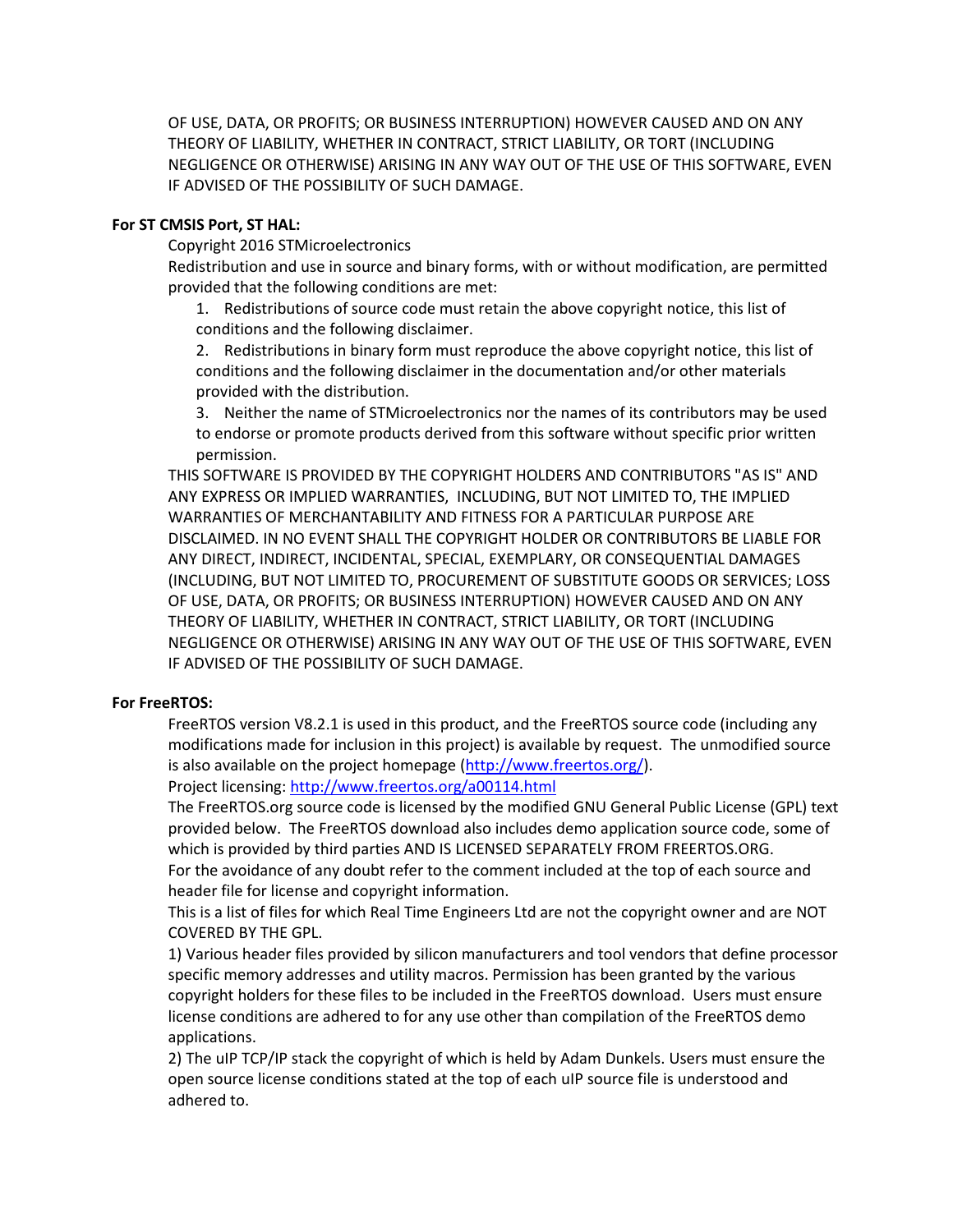OF USE, DATA, OR PROFITS; OR BUSINESS INTERRUPTION) HOWEVER CAUSED AND ON ANY THEORY OF LIABILITY, WHETHER IN CONTRACT, STRICT LIABILITY, OR TORT (INCLUDING NEGLIGENCE OR OTHERWISE) ARISING IN ANY WAY OUT OF THE USE OF THIS SOFTWARE, EVEN IF ADVISED OF THE POSSIBILITY OF SUCH DAMAGE.

**For ST CMSIS Port, ST HAL:**

Copyright 2016 STMicroelectronics

Redistribution and use in source and binary forms, with or without modification, are permitted provided that the following conditions are met:

1. Redistributions of source code must retain the above copyright notice, this list of conditions and the following disclaimer.
2. Redistributions in binary form must reproduce the above copyright notice, this list of conditions and the following disclaimer in the documentation and/or other materials provided with the distribution.
3. Neither the name of STMicroelectronics nor the names of its contributors may be used to endorse or promote products derived from this software without specific prior written permission.

THIS SOFTWARE IS PROVIDED BY THE COPYRIGHT HOLDERS AND CONTRIBUTORS "AS IS" AND ANY EXPRESS OR IMPLIED WARRANTIES, INCLUDING, BUT NOT LIMITED TO, THE IMPLIED WARRANTIES OF MERCHANTABILITY AND FITNESS FOR A PARTICULAR PURPOSE ARE DISCLAIMED. IN NO EVENT SHALL THE COPYRIGHT HOLDER OR CONTRIBUTORS BE LIABLE FOR ANY DIRECT, INDIRECT, INCIDENTAL, SPECIAL, EXEMPLARY, OR CONSEQUENTIAL DAMAGES (INCLUDING, BUT NOT LIMITED TO, PROCUREMENT OF SUBSTITUTE GOODS OR SERVICES; LOSS OF USE, DATA, OR PROFITS; OR BUSINESS INTERRUPTION) HOWEVER CAUSED AND ON ANY THEORY OF LIABILITY, WHETHER IN CONTRACT, STRICT LIABILITY, OR TORT (INCLUDING NEGLIGENCE OR OTHERWISE) ARISING IN ANY WAY OUT OF THE USE OF THIS SOFTWARE, EVEN IF ADVISED OF THE POSSIBILITY OF SUCH DAMAGE.

**For FreeRTOS:**

FreeRTOS version V8.2.1 is used in this product, and the FreeRTOS source code (including any modifications made for inclusion in this project) is available by request. The unmodified source is also available on the project homepage ([http://www.freertos.org/](http://www.freertos.org/)).

Project licensing: [http://www.freertos.org/a00114.html](http://www.freertos.org/a00114.html)

The FreeRTOS.org source code is licensed by the modified GNU General Public License (GPL) text provided below. The FreeRTOS download also includes demo application source code, some of which is provided by third parties AND IS LICENSED SEPARATELY FROM FREERTOS.ORG.

For the avoidance of any doubt refer to the comment included at the top of each source and header file for license and copyright information.

This is a list of files for which Real Time Engineers Ltd are not the copyright owner and are NOT COVERED BY THE GPL.

1) Various header files provided by silicon manufacturers and tool vendors that define processor specific memory addresses and utility macros. Permission has been granted by the various copyright holders for these files to be included in the FreeRTOS download. Users must ensure license conditions are adhered to for any use other than compilation of the FreeRTOS demo applications.

2) The uIP TCP/IP stack the copyright of which is held by Adam Dunkels. Users must ensure the open source license conditions stated at the top of each uIP source file is understood and adhered to.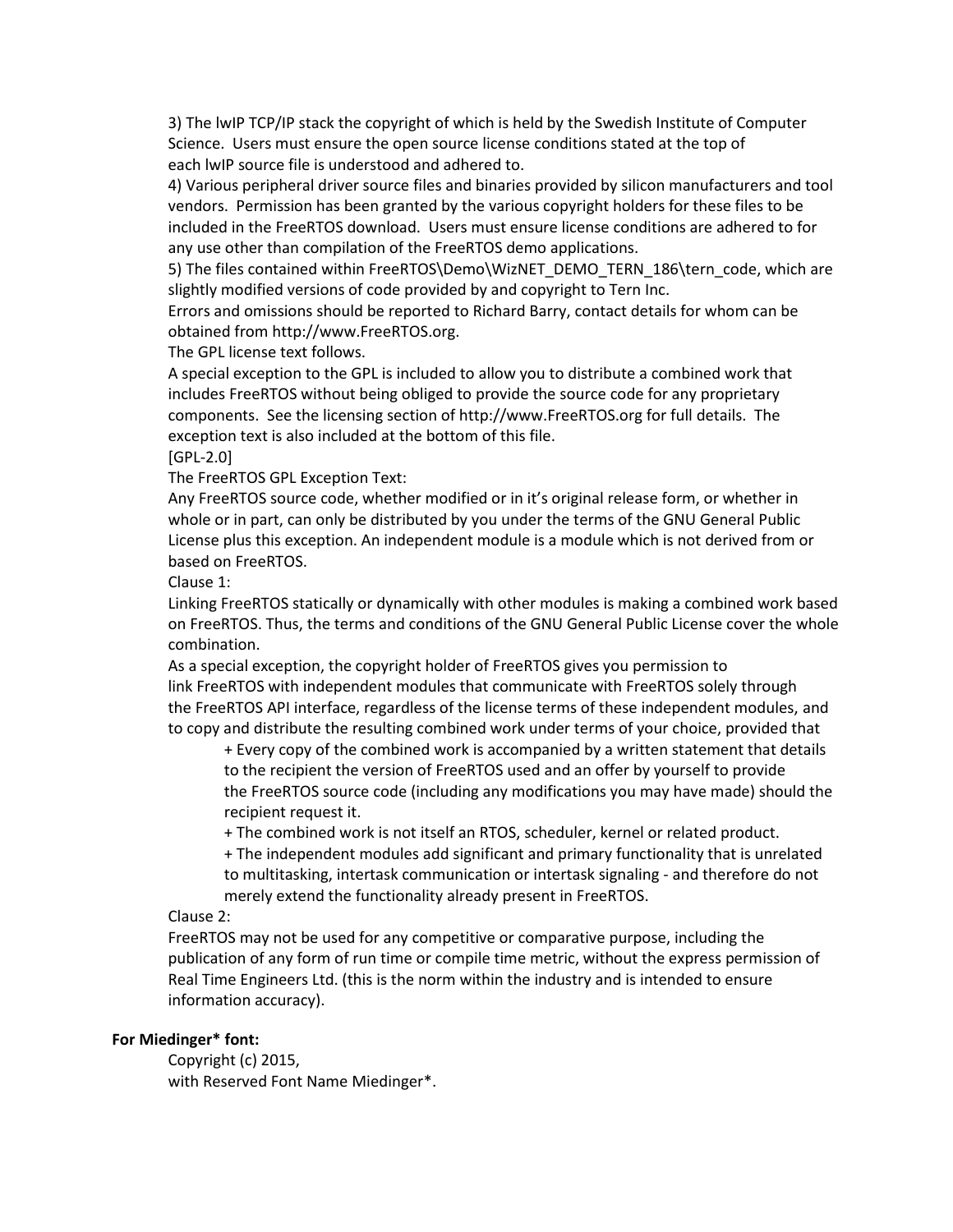3) The lwIP TCP/IP stack the copyright of which is held by the Swedish Institute of Computer Science. Users must ensure the open source license conditions stated at the top of each lwIP source file is understood and adhered to.

4) Various peripheral driver source files and binaries provided by silicon manufacturers and tool vendors. Permission has been granted by the various copyright holders for these files to be included in the FreeRTOS download. Users must ensure license conditions are adhered to for any use other than compilation of the FreeRTOS demo applications.

5) The files contained within FreeRTOS\Demo\WizNET_DEMO_TERN_186\tern_code, which are slightly modified versions of code provided by and copyright to Tern Inc.

Errors and omissions should be reported to Richard Barry, contact details for whom can be obtained from http://www.FreeRTOS.org.

The GPL license text follows.

A special exception to the GPL is included to allow you to distribute a combined work that includes FreeRTOS without being obliged to provide the source code for any proprietary components. See the licensing section of http://www.FreeRTOS.org for full details. The exception text is also included at the bottom of this file.

[GPL-2.0]

The FreeRTOS GPL Exception Text:

Any FreeRTOS source code, whether modified or in it's original release form, or whether in whole or in part, can only be distributed by you under the terms of the GNU General Public License plus this exception. An independent module is a module which is not derived from or based on FreeRTOS.

Clause 1:

Linking FreeRTOS statically or dynamically with other modules is making a combined work based on FreeRTOS. Thus, the terms and conditions of the GNU General Public License cover the whole combination.

As a special exception, the copyright holder of FreeRTOS gives you permission to link FreeRTOS with independent modules that communicate with FreeRTOS solely through the FreeRTOS API interface, regardless of the license terms of these independent modules, and to copy and distribute the resulting combined work under terms of your choice, provided that

- + Every copy of the combined work is accompanied by a written statement that details to the recipient the version of FreeRTOS used and an offer by yourself to provide the FreeRTOS source code (including any modifications you may have made) should the recipient request it.
- + The combined work is not itself an RTOS, scheduler, kernel or related product.
- + The independent modules add significant and primary functionality that is unrelated to multitasking, intertask communication or intertask signaling - and therefore do not merely extend the functionality already present in FreeRTOS.

Clause 2:

FreeRTOS may not be used for any competitive or comparative purpose, including the publication of any form of run time or compile time metric, without the express permission of Real Time Engineers Ltd. (this is the norm within the industry and is intended to ensure information accuracy).

**For Miedinger* font:**

Copyright (c) 2015,
with Reserved Font Name Miedinger*.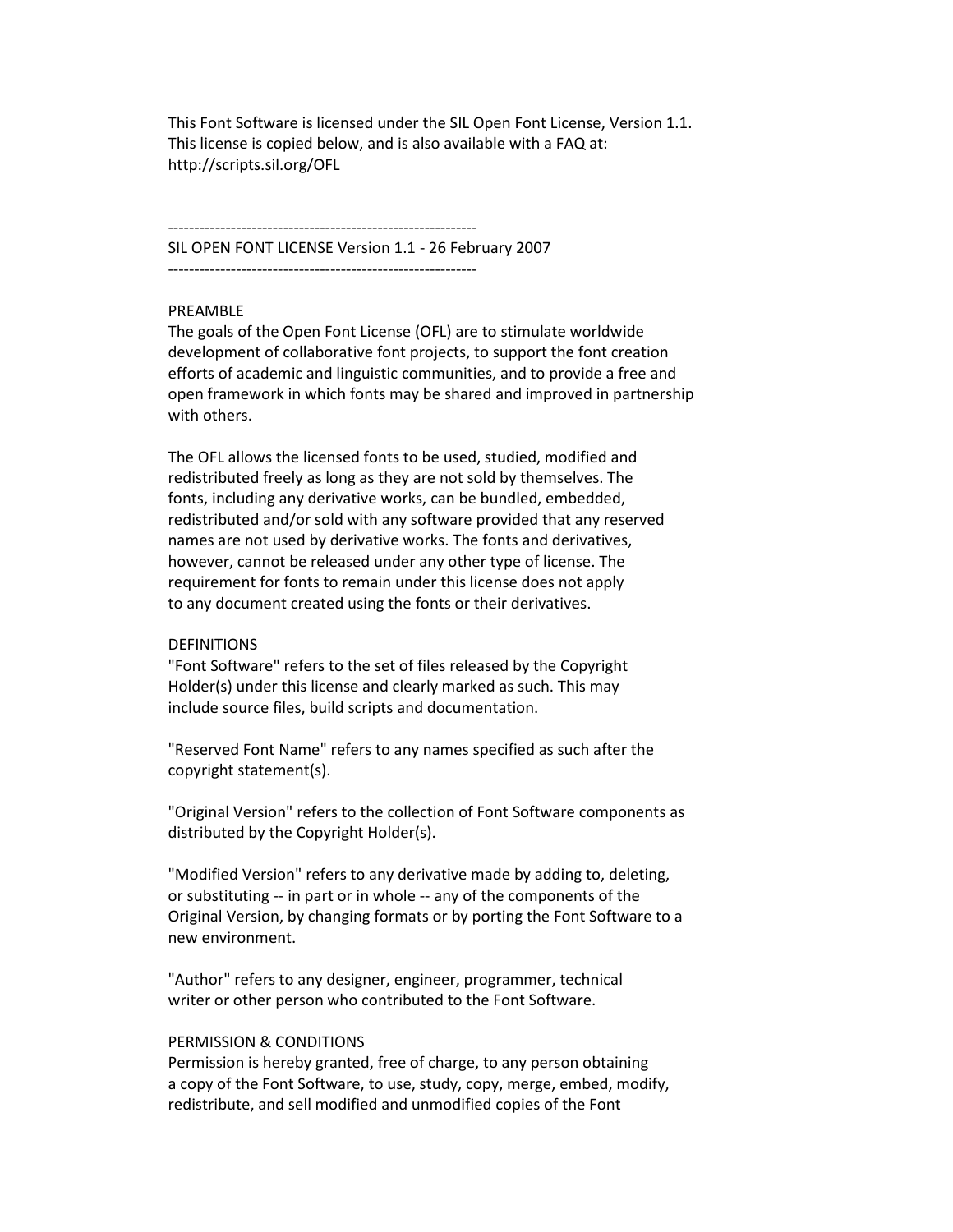This Font Software is licensed under the SIL Open Font License, Version 1.1.
This license is copied below, and is also available with a FAQ at:
http://scripts.sil.org/OFL

-----------------------------------------------------------
SIL OPEN FONT LICENSE Version 1.1 - 26 February 2007
-----------------------------------------------------------

PREAMBLE
The goals of the Open Font License (OFL) are to stimulate worldwide development of collaborative font projects, to support the font creation efforts of academic and linguistic communities, and to provide a free and open framework in which fonts may be shared and improved in partnership with others.

The OFL allows the licensed fonts to be used, studied, modified and redistributed freely as long as they are not sold by themselves. The fonts, including any derivative works, can be bundled, embedded, redistributed and/or sold with any software provided that any reserved names are not used by derivative works. The fonts and derivatives, however, cannot be released under any other type of license. The requirement for fonts to remain under this license does not apply to any document created using the fonts or their derivatives.

DEFINITIONS
"Font Software" refers to the set of files released by the Copyright Holder(s) under this license and clearly marked as such. This may include source files, build scripts and documentation.

"Reserved Font Name" refers to any names specified as such after the copyright statement(s).

"Original Version" refers to the collection of Font Software components as distributed by the Copyright Holder(s).

"Modified Version" refers to any derivative made by adding to, deleting, or substituting -- in part or in whole -- any of the components of the Original Version, by changing formats or by porting the Font Software to a new environment.

"Author" refers to any designer, engineer, programmer, technical writer or other person who contributed to the Font Software.

PERMISSION & CONDITIONS
Permission is hereby granted, free of charge, to any person obtaining a copy of the Font Software, to use, study, copy, merge, embed, modify, redistribute, and sell modified and unmodified copies of the Font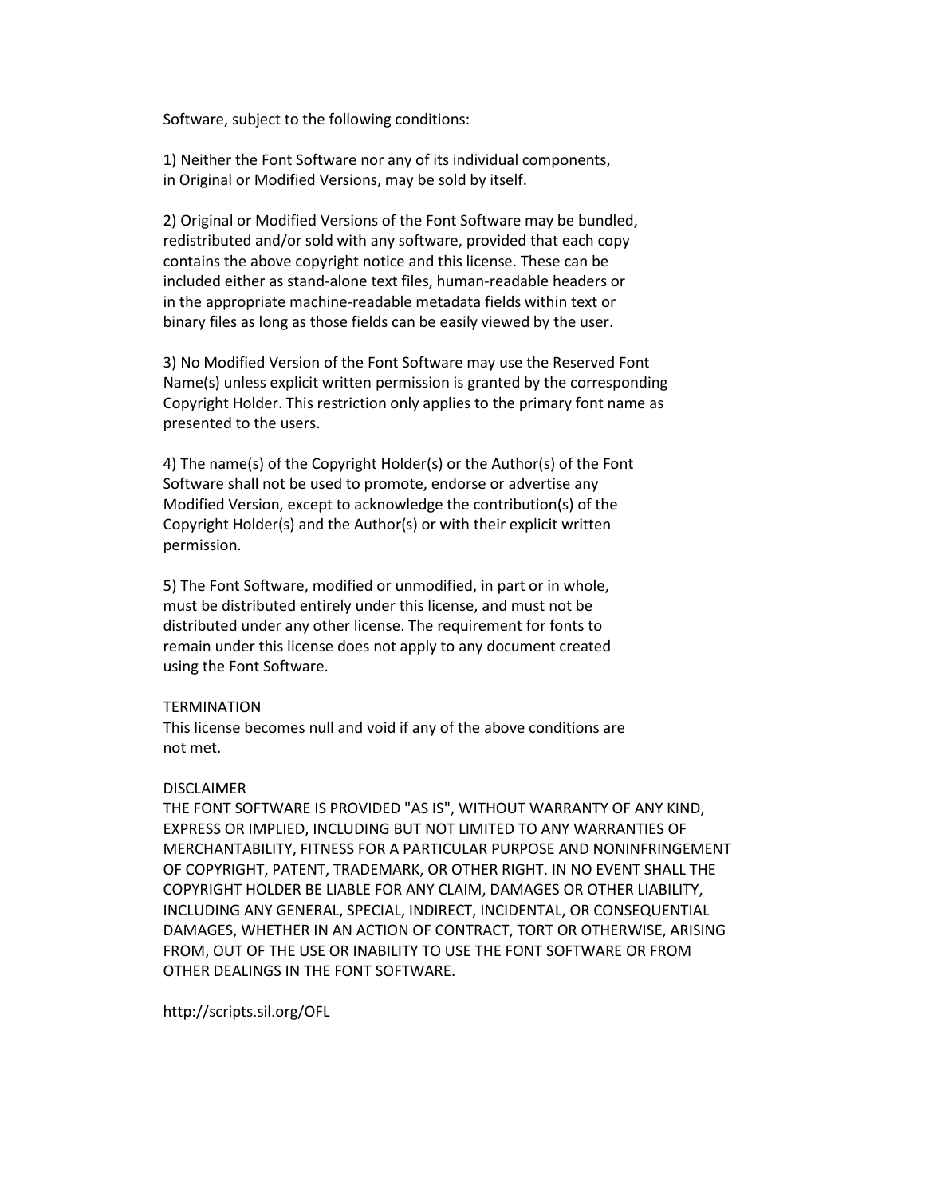Software, subject to the following conditions:

1) Neither the Font Software nor any of its individual components, in Original or Modified Versions, may be sold by itself.

2) Original or Modified Versions of the Font Software may be bundled, redistributed and/or sold with any software, provided that each copy contains the above copyright notice and this license. These can be included either as stand-alone text files, human-readable headers or in the appropriate machine-readable metadata fields within text or binary files as long as those fields can be easily viewed by the user.

3) No Modified Version of the Font Software may use the Reserved Font Name(s) unless explicit written permission is granted by the corresponding Copyright Holder. This restriction only applies to the primary font name as presented to the users.

4) The name(s) of the Copyright Holder(s) or the Author(s) of the Font Software shall not be used to promote, endorse or advertise any Modified Version, except to acknowledge the contribution(s) of the Copyright Holder(s) and the Author(s) or with their explicit written permission.

5) The Font Software, modified or unmodified, in part or in whole, must be distributed entirely under this license, and must not be distributed under any other license. The requirement for fonts to remain under this license does not apply to any document created using the Font Software.

TERMINATION
This license becomes null and void if any of the above conditions are not met.

DISCLAIMER
THE FONT SOFTWARE IS PROVIDED "AS IS", WITHOUT WARRANTY OF ANY KIND, EXPRESS OR IMPLIED, INCLUDING BUT NOT LIMITED TO ANY WARRANTIES OF MERCHANTABILITY, FITNESS FOR A PARTICULAR PURPOSE AND NONINFRINGEMENT OF COPYRIGHT, PATENT, TRADEMARK, OR OTHER RIGHT. IN NO EVENT SHALL THE COPYRIGHT HOLDER BE LIABLE FOR ANY CLAIM, DAMAGES OR OTHER LIABILITY, INCLUDING ANY GENERAL, SPECIAL, INDIRECT, INCIDENTAL, OR CONSEQUENTIAL DAMAGES, WHETHER IN AN ACTION OF CONTRACT, TORT OR OTHERWISE, ARISING FROM, OUT OF THE USE OR INABILITY TO USE THE FONT SOFTWARE OR FROM OTHER DEALINGS IN THE FONT SOFTWARE.

http://scripts.sil.org/OFL